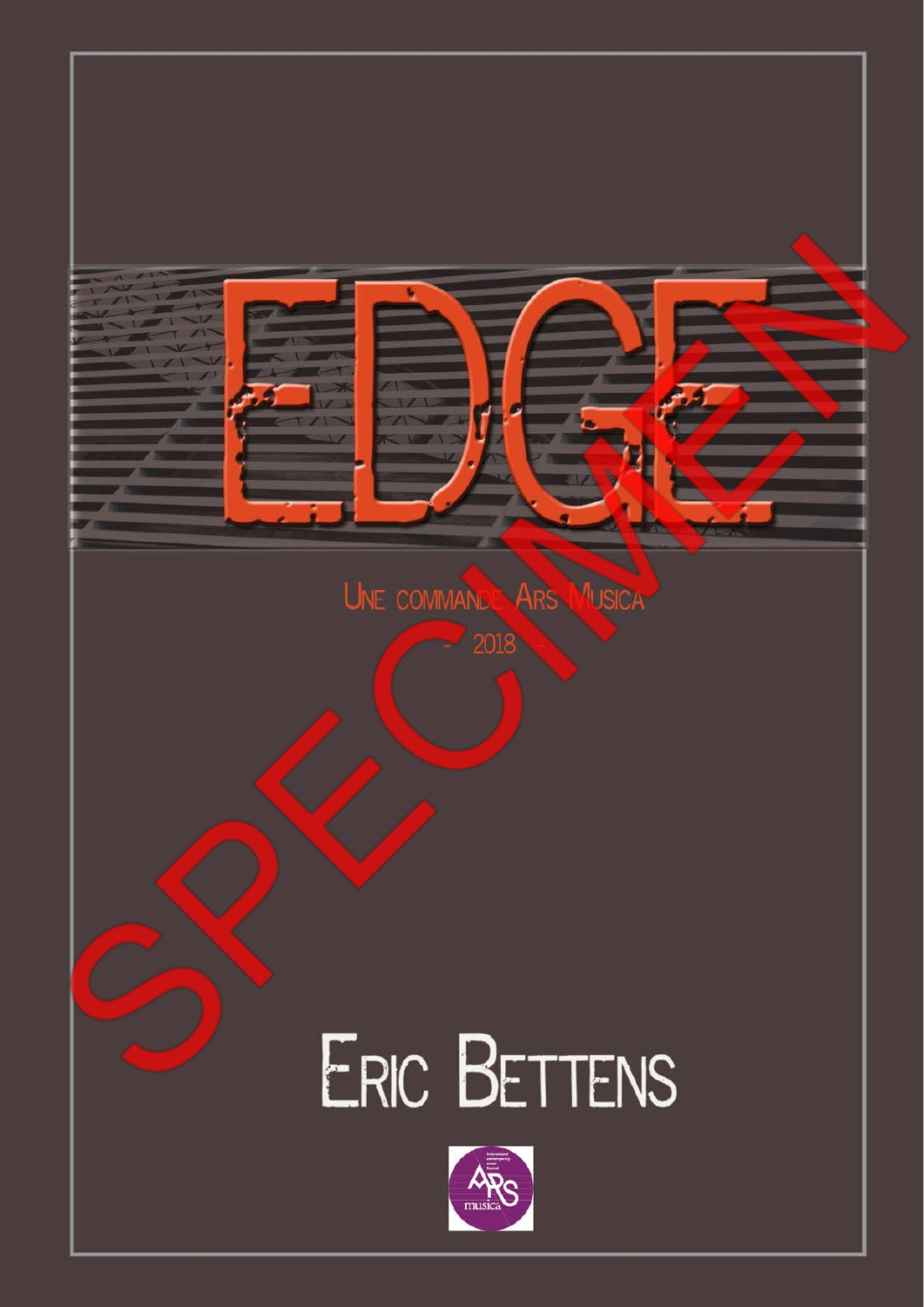# EDGE

Une commande Ars Musica

\- 2018 -

SPECIMEN

## Eric Bettens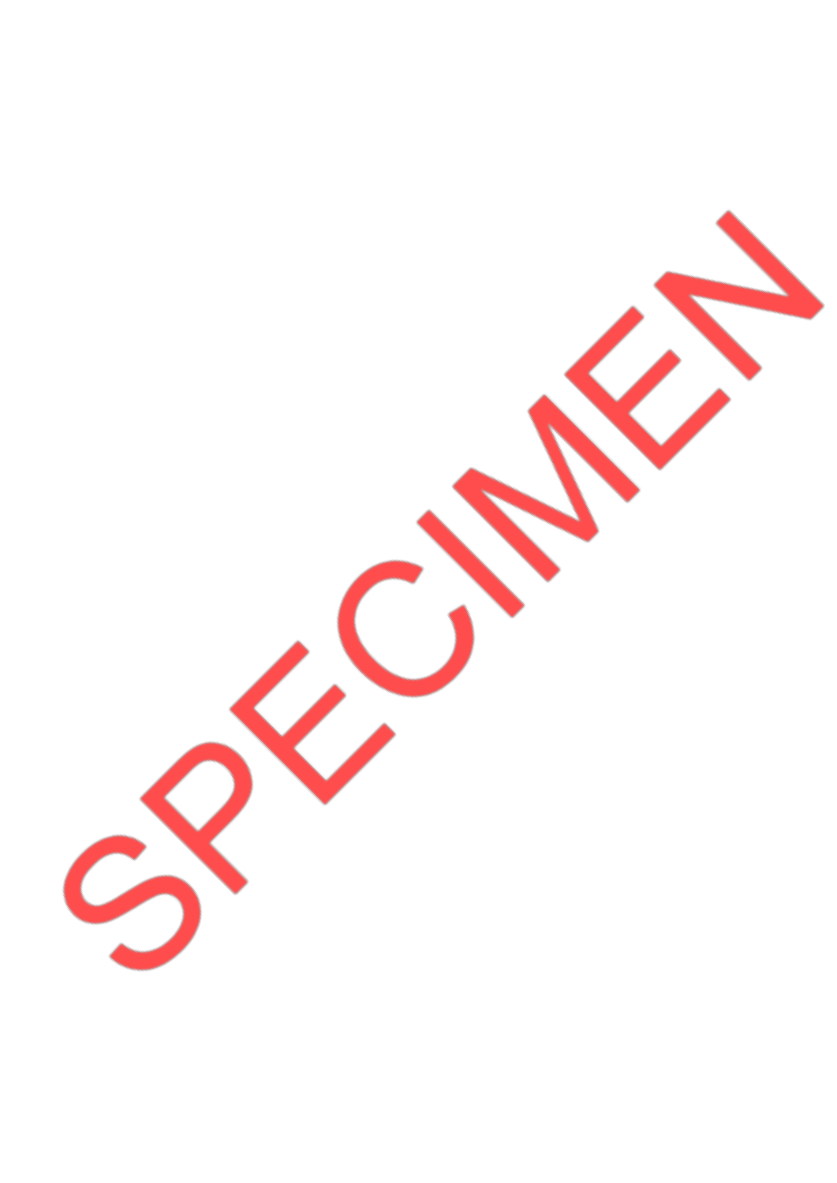SPECIMEN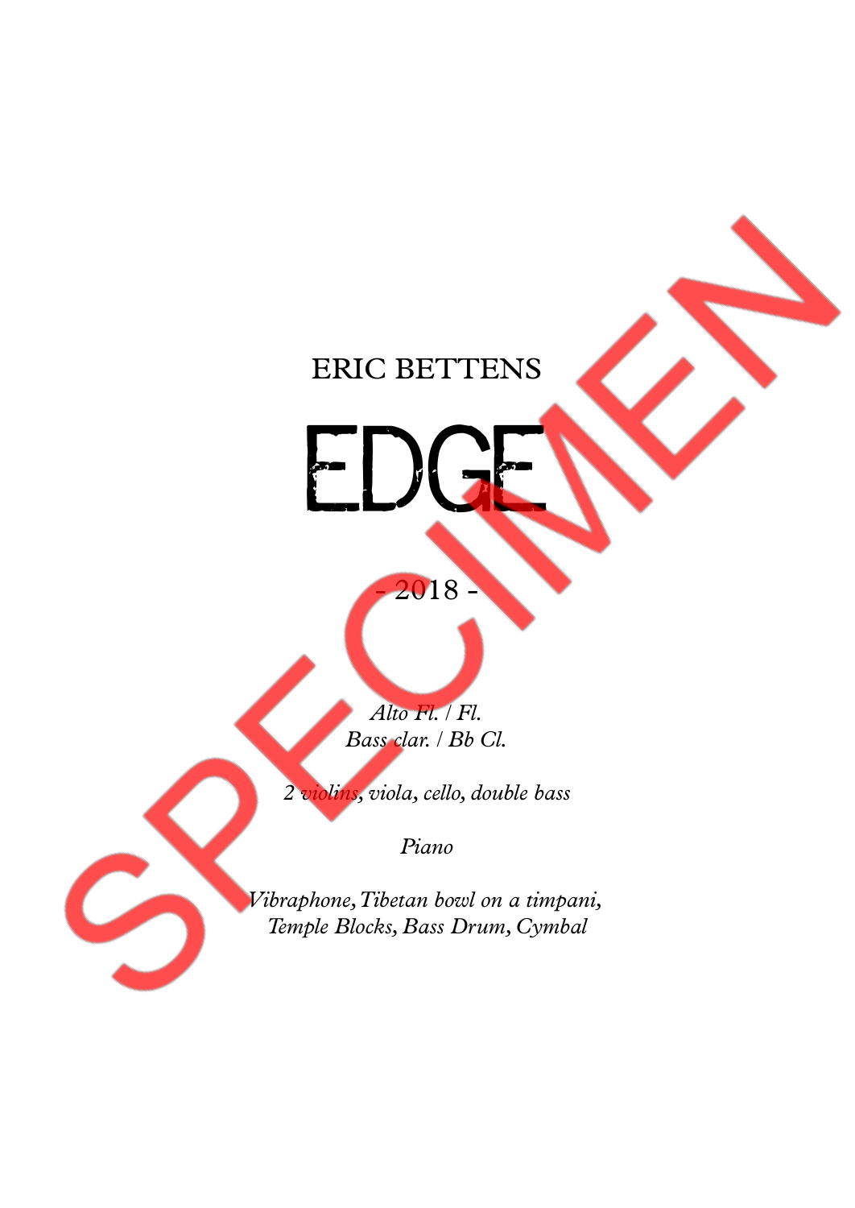ERIC BETTENS

# EDGE

- 2018 -

*Alto Fl. / Fl.*
*Bass clar. / Bb Cl.*

*2 violins, viola, cello, double bass*

*Piano*

*Vibraphone, Tibetan bowl on a timpani,*
*Temple Blocks, Bass Drum, Cymbal*

SPECIMEN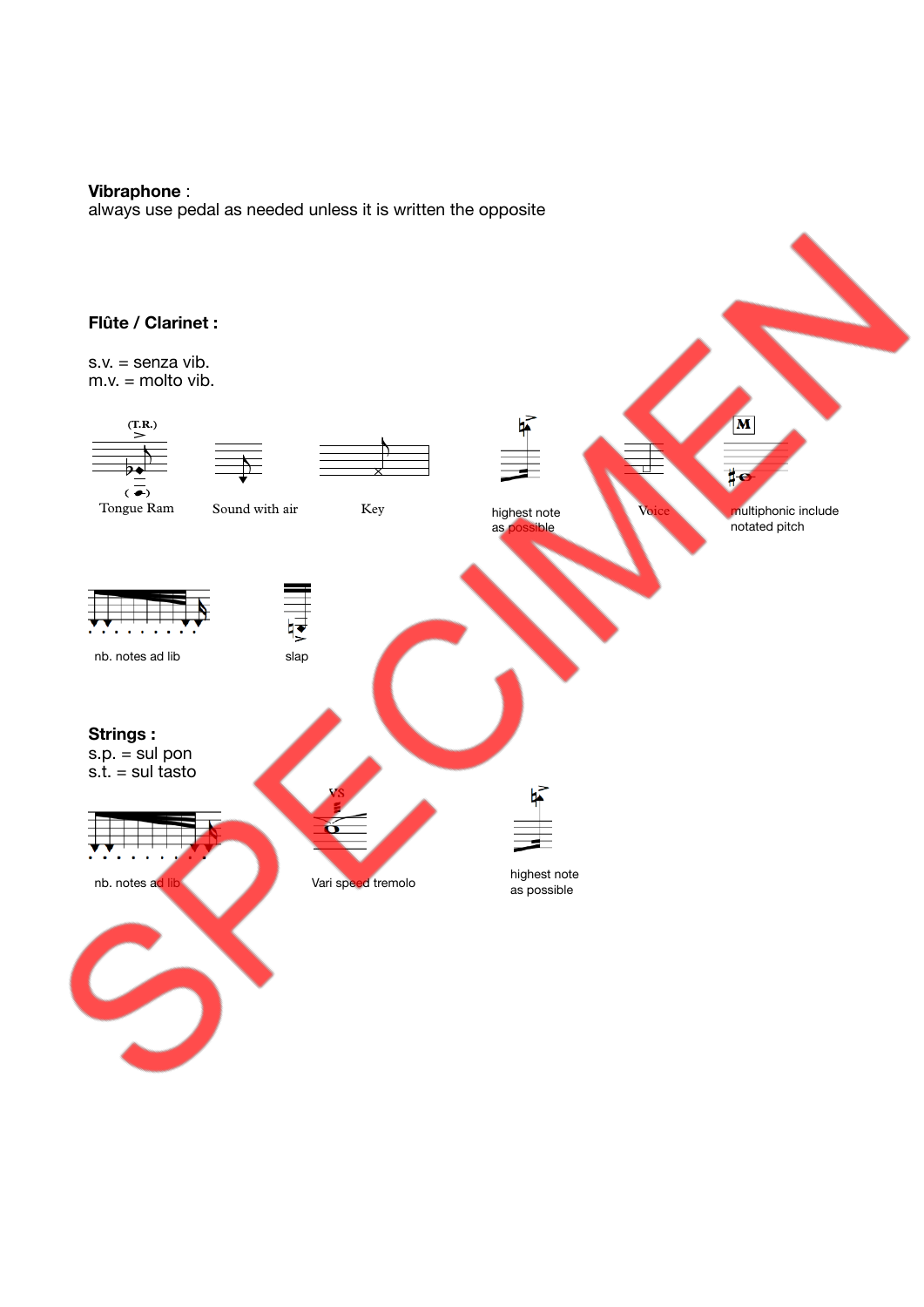**Vibraphone** :
always use pedal as needed unless it is written the opposite

**Flûte / Clarinet :**

s.v. = senza vib.
m.v. = molto vib.

(T.R.)

Tongue Ram

Sound with air

Key

highest note as possible

Voice

M

multiphonic include notated pitch

nb. notes ad lib

slap

**Strings :**
s.p. = sul pon
s.t. = sul tasto

nb. notes ad lib

VS

Vari speed tremolo

highest note as possible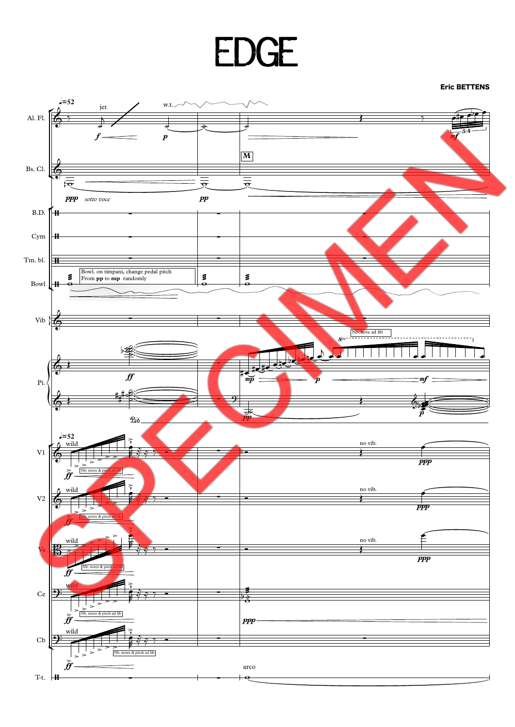# EDGE

**Eric BETTENS**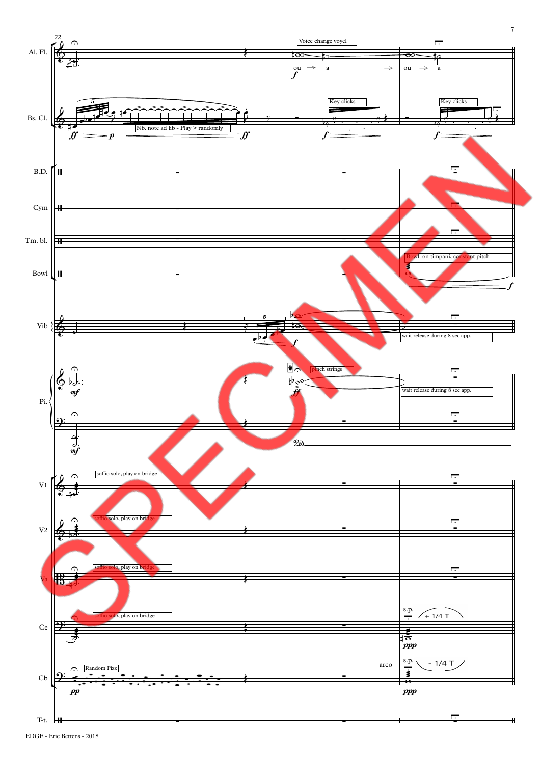22

Al. Fl.
Voice change voyel
ou → a →
ou → a
*f*

Bs. Cl.
Nb. note ad lib - Play > randomly
Key clicks
Key clicks
*ff* *p* *ff* *f* *f*

B.D.

Cym

Tm. bl.

Bowl
Bowl. on timpani, constant pitch
*f*

Vib
wait release during 8 sec app.
*f*

Pi.
pinch strings
wait release during 8 sec app.
*mf* *ff* *mf*
Ped

V1
soffio solo, play on bridge

V2
soffio solo, play on bridge

Va
soffio solo, play on bridge

Ce
soffio solo, play on bridge
s.p. + 1/4 T
*ppp*

Cb
Random Pizz
*pp*
arco
s.p. - 1/4 T
*ppp*

T-t.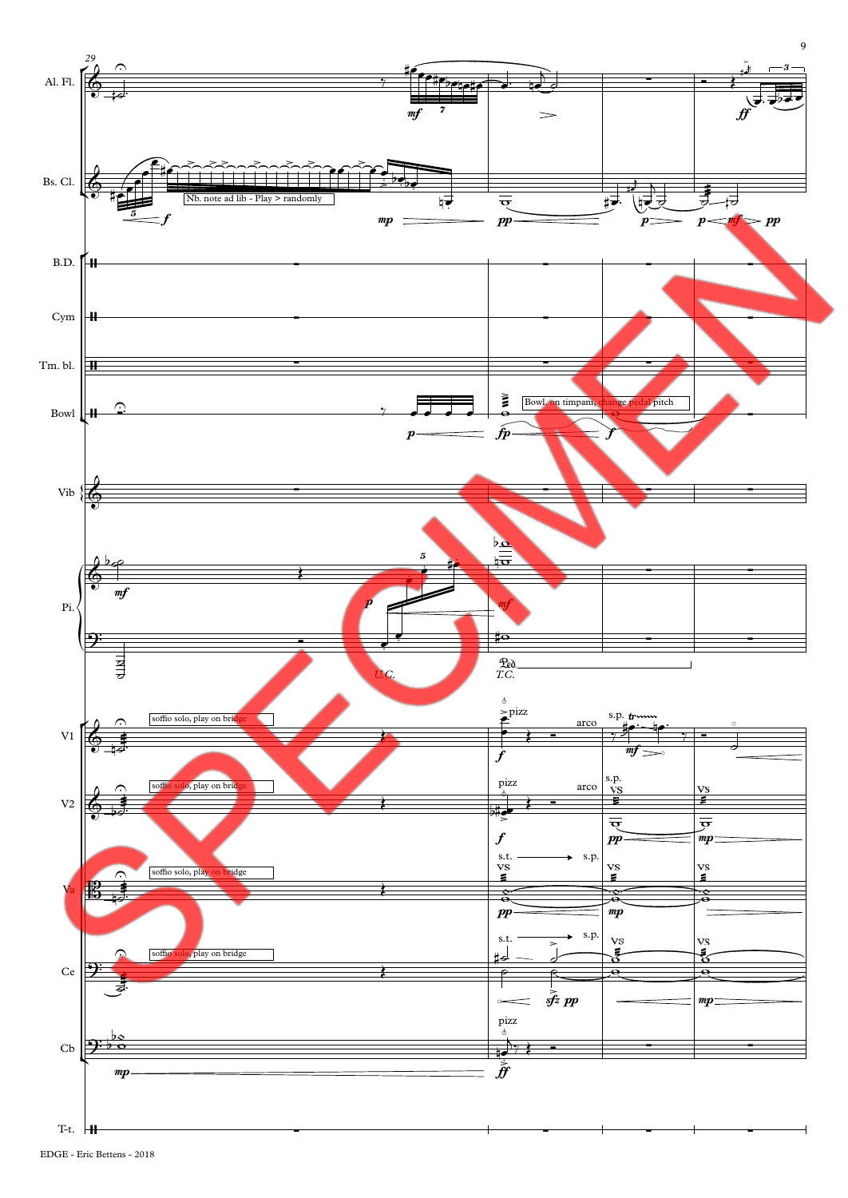Nb. note ad lib - Play > randomly

Bowl. on timpani, change pedal pitch

soffio solo, play on bridge

soffio solo, play on bridge

soffio solo, play on bridge

soffio solo, play on bridge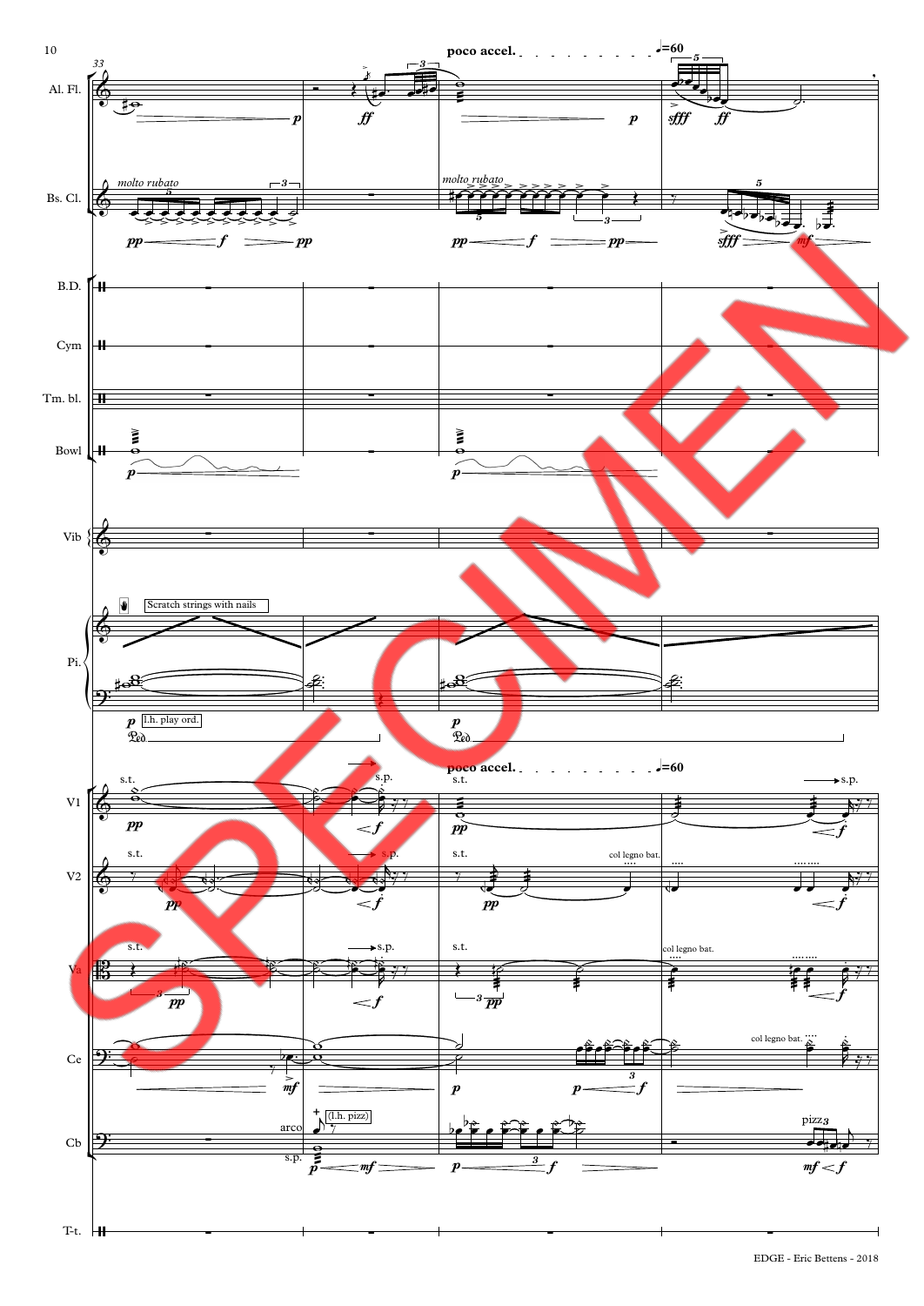33

Al. Fl.

Bs. Cl.

B.D.

Cym

Tm. bl.

Bowl

Vib

Pi.

V1

V2

Va

Ce

Cb

T-t.

*molto rubato*

**poco accel.** ♩=60

*ff* *p* *pp* *f* *sfff* *mf*

Scratch strings with nails

l.h. play ord.

s.t. s.p.

col legno bat.

arco

(l.h. pizz)

pizz

*pp* *mf* *f*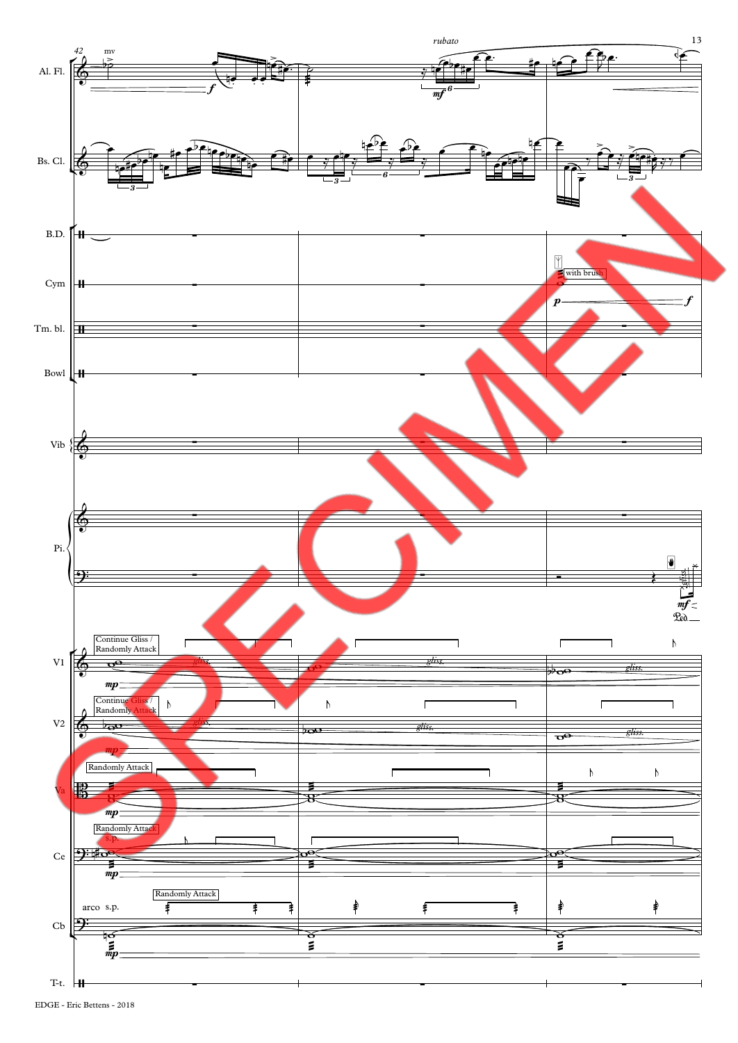rubato

Al. Fl.

Bs. Cl.

B.D.

Cym

with brush

Tm. bl.

Bowl

Vib

Pi.

V1

Continue Gliss / Randomly Attack

V2

Continue Gliss / Randomly Attack

Va

Randomly Attack

Ce

Randomly Attack

s.p.

Cb

arco s.p.

Randomly Attack

T-t.

SPECIMEN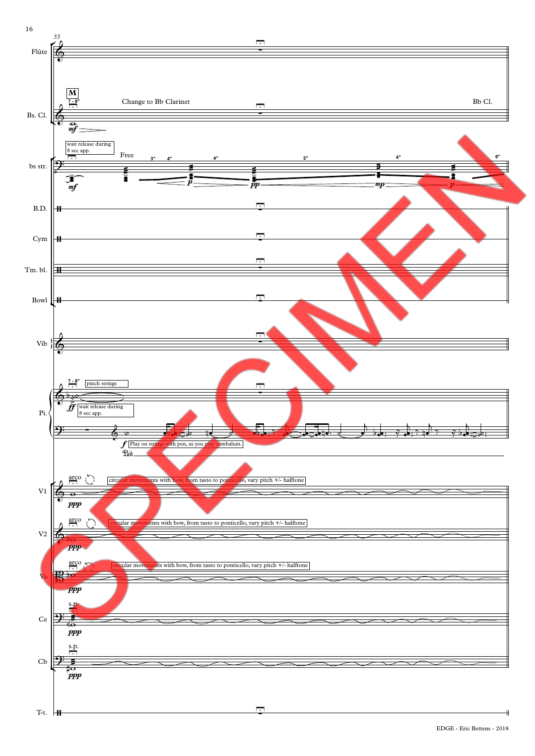55

Flûte

**M**

7 - 8"

Change to Bb Clarinet

Bb Cl.

Bs. Cl.

*mf*

wait release during 8 sec app.

Free

3" 4" 4" 5" 4" 6"

bs str.

*mf* *p* *pp* *mp* *p*

B.D.

Cym

Tm. bl.

Bowl

Vib

7 - 8"

pinch strings

*ff* wait release during 8 sec app.

Pi.

*f* Play on strings with pen, as you play cymbalum.

arco

circular movements with bow, from tasto to ponticello, vary pitch +/- halftone

V1

*ppp*

arco

circular movements with bow, from tasto to ponticello, vary pitch +/- halftone

V2

*ppp*

arco

circular movements with bow, from tasto to ponticello, vary pitch +/- halftone

Va

*ppp*

s.p.

Ce

*ppp*

s.p.

Cb

*ppp*

T-t.

EDGE - Eric Bettens - 2018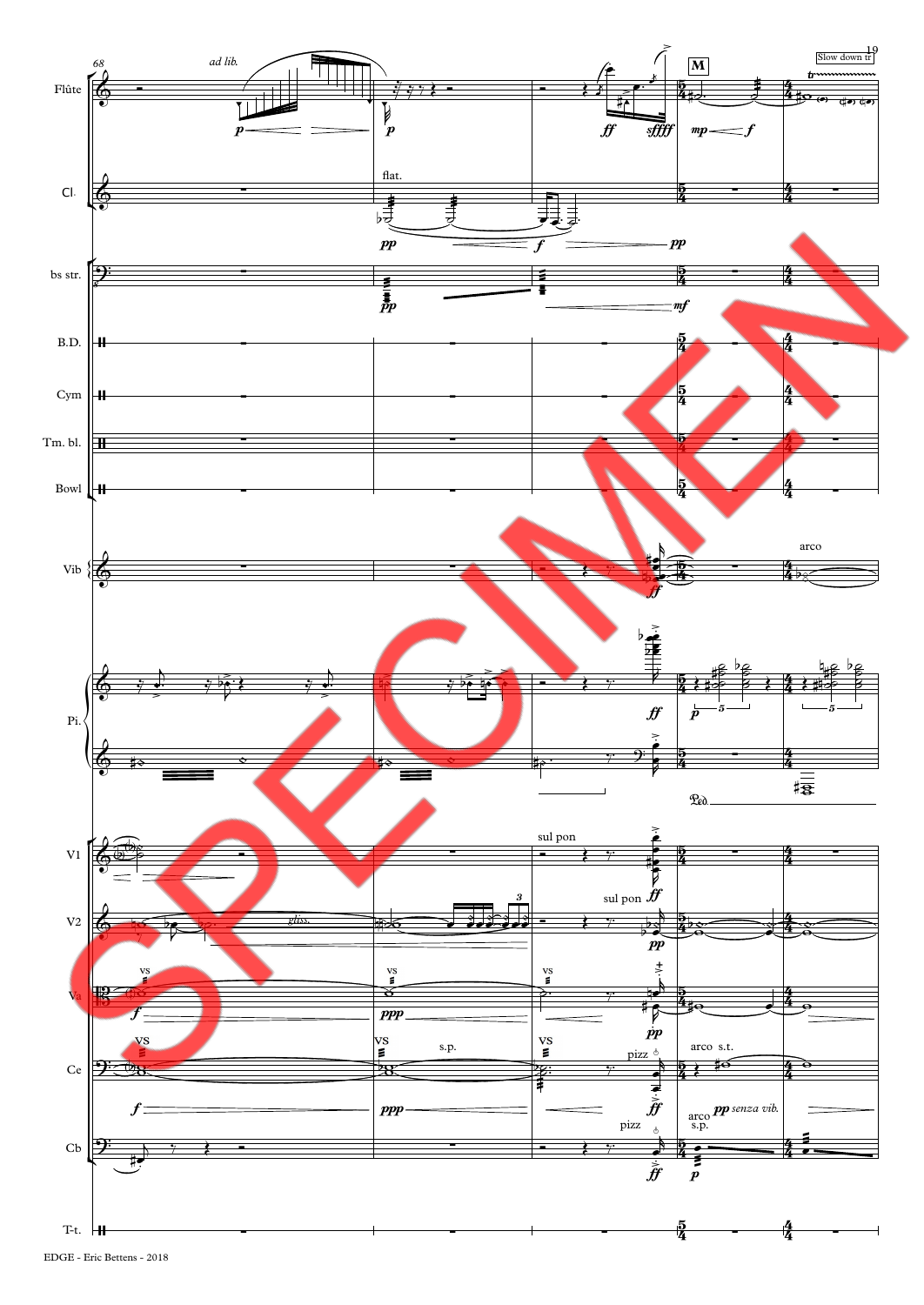68

*ad lib.*

Flûte

Cl.

flat.

bs str.

B.D.

Cym

Tm. bl.

Bowl

M

Slow down tr

Vib

arco

Pi.

Ped.

V1

sul pon

V2

sul pon

*gliss.*

Va

vs

Ce

vs

s.p.

pizz

arco s.t.

*pp senza vib.*

Cb

pizz

arco s.p.

T-t.

EDGE - Eric Bettens - 2018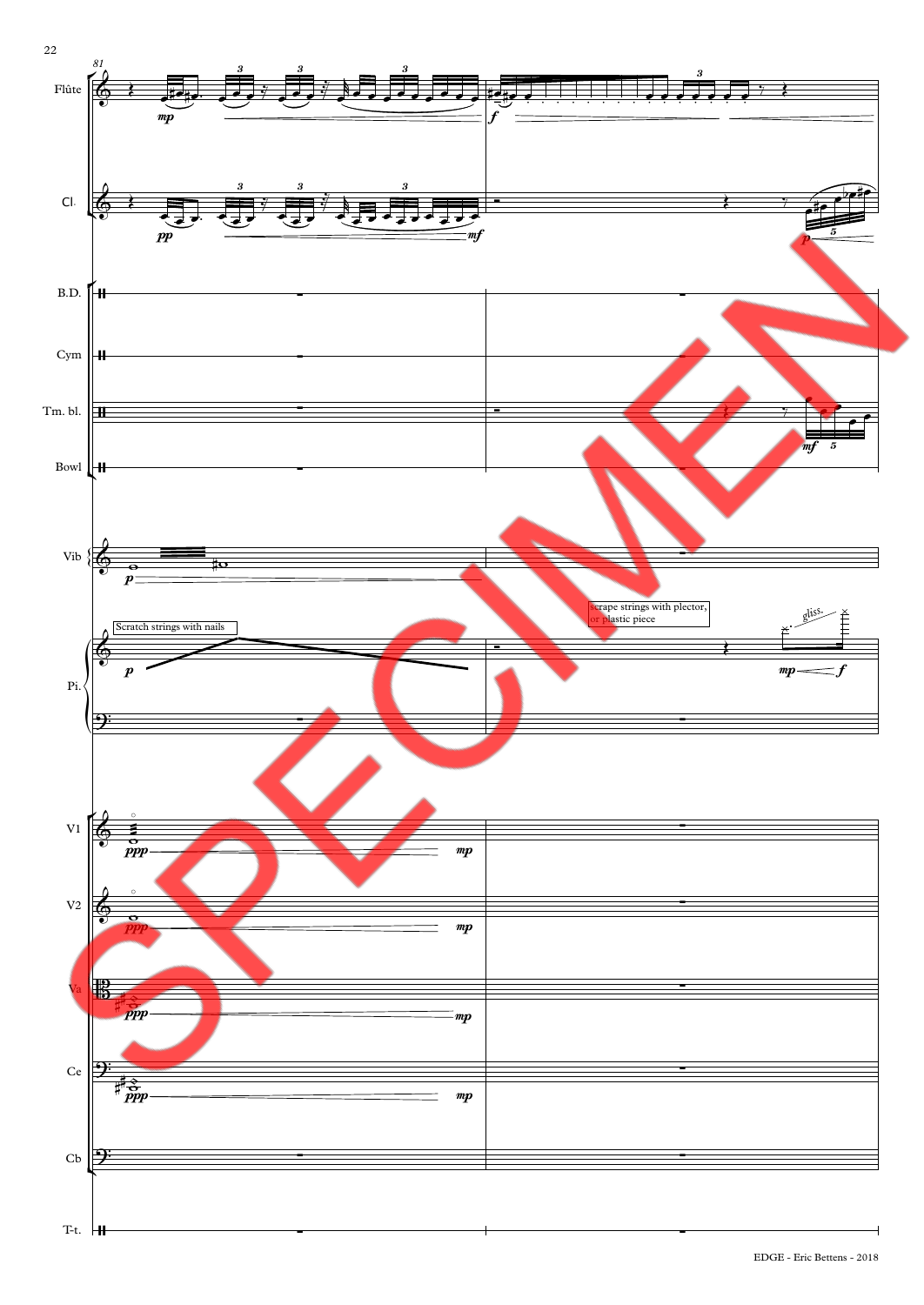Scratch strings with nails

scrape strings with plector, or plastic piece

*gliss.*

EDGE - Eric Bettens - 2018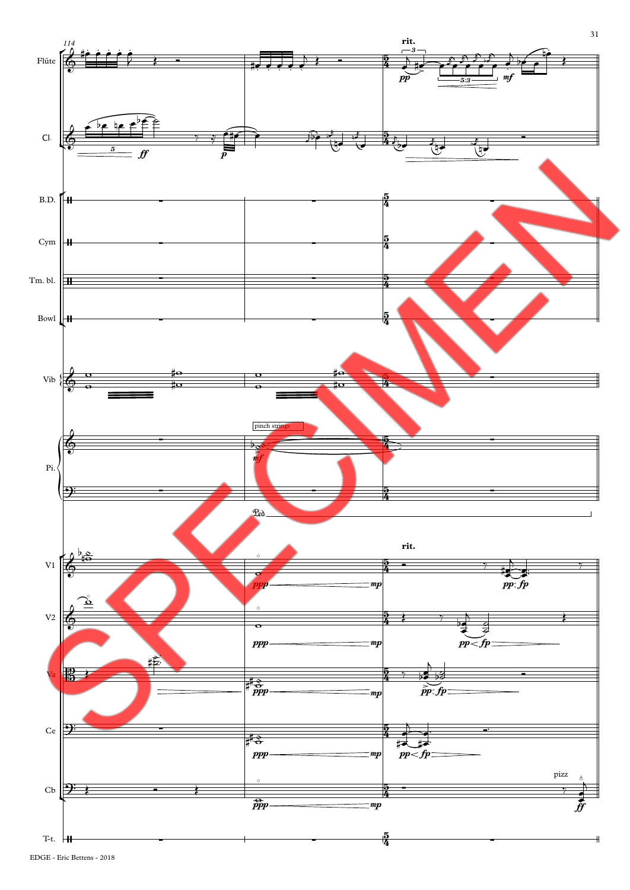114

Flûte

Cl.

B.D.

Cym

Tm. bl.

Bowl

Vib

Pi.

pinch strings

V1

V2

Va

Ce

Cb

pizz

T-t.

rit.

SPECIMEN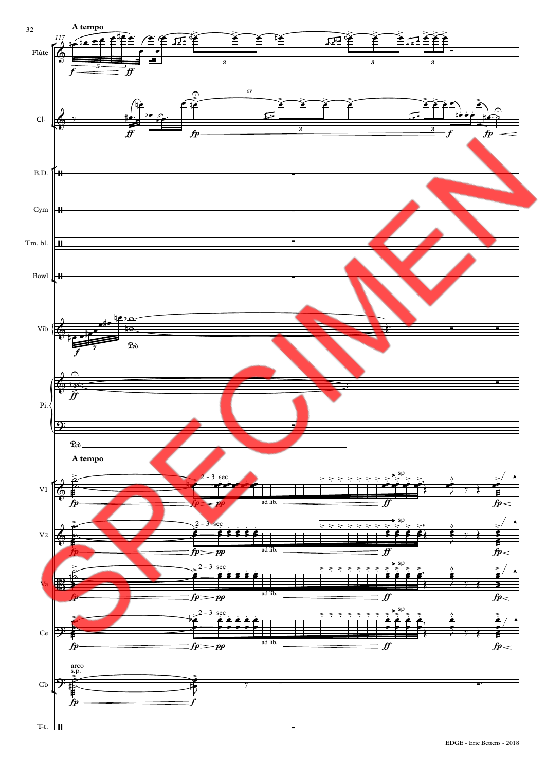**A tempo**

Flûte

Cl.

sv

B.D.

Cym

Tm. bl.

Bowl

Vib

Pi.

**A tempo**

V1

2 - 3 sec

ad lib.

sp

V2

2 - 3 sec

ad lib.

sp

Va

2 - 3 sec

ad lib.

sp

Ce

2 - 3 sec

ad lib.

sp

Cb

arco
s.p.

T-t.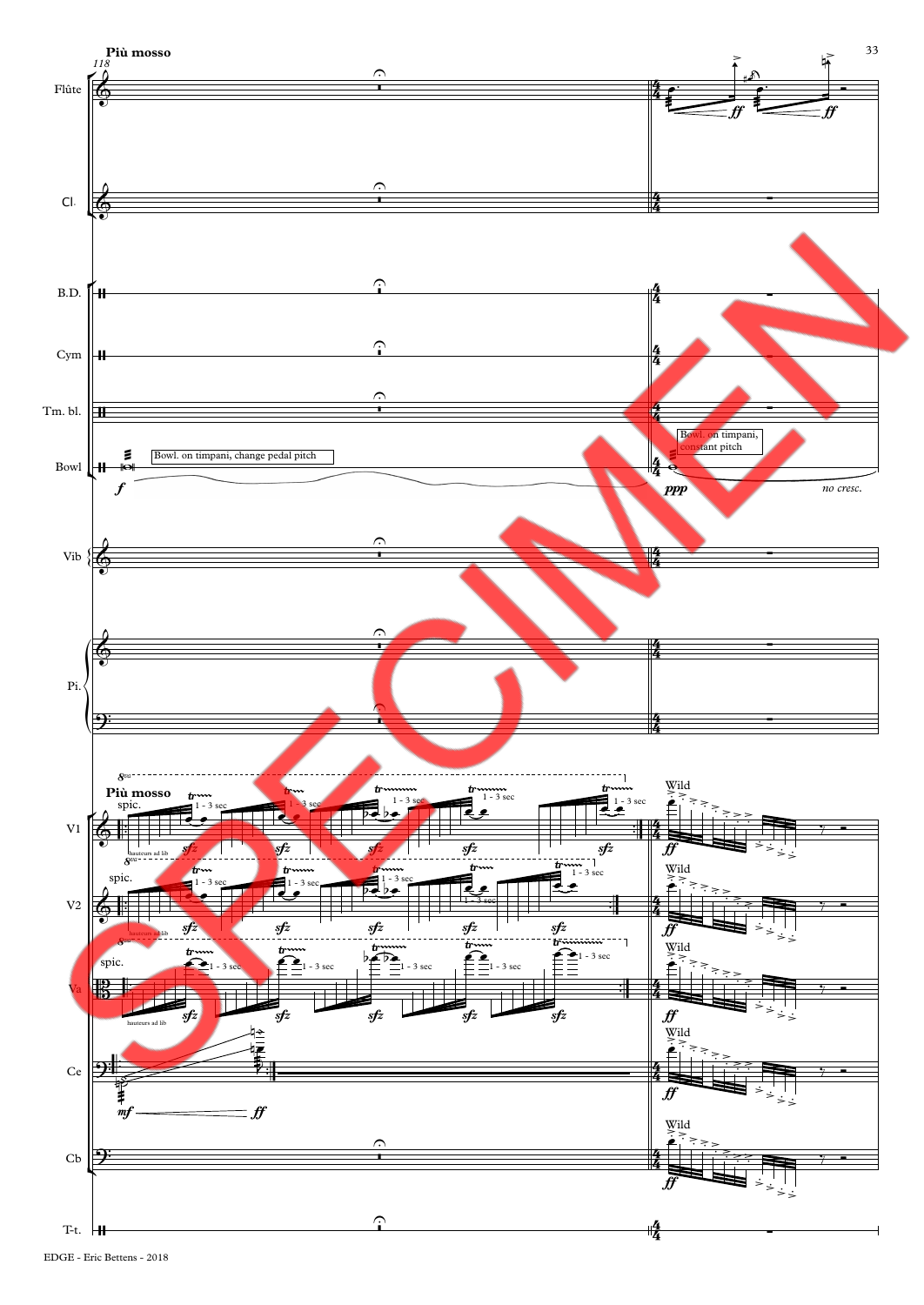**Più mosso**

118

Flûte

Cl.

B.D.

Cym

Tm. bl.

Bowl — Bowl. on timpani, change pedal pitch — *f* — Bowl. on timpani, constant pitch — *ppp* — *no cresc.*

Vib

Pi.

**Più mosso**

V1 — spic. — hauteurs ad lib — 1 - 3 sec — *sfz* — Wild — *ff*

V2 — spic. — hauteurs ad lib — 1 - 3 sec — *sfz* — Wild — *ff*

Va — spic. — hauteurs ad lib — 1 - 3 sec — *sfz* — Wild — *ff*

Ce — *mf* — *ff* — Wild — *ff*

Cb — Wild — *ff*

T-t.

EDGE - Eric Bettens - 2018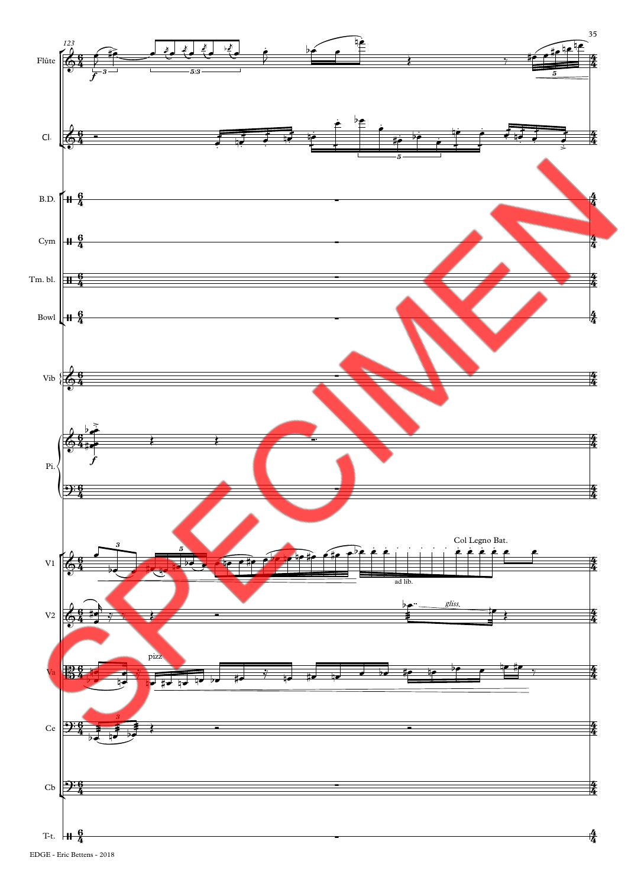Flûte

Cl.

B.D.

Cym

Tm. bl.

Bowl

Vib

Pi.

V1

Col Legno Bat.

ad lib.

V2

*gliss.*

Va

pizz

Ce

Cb

T-t.

SPECIMEN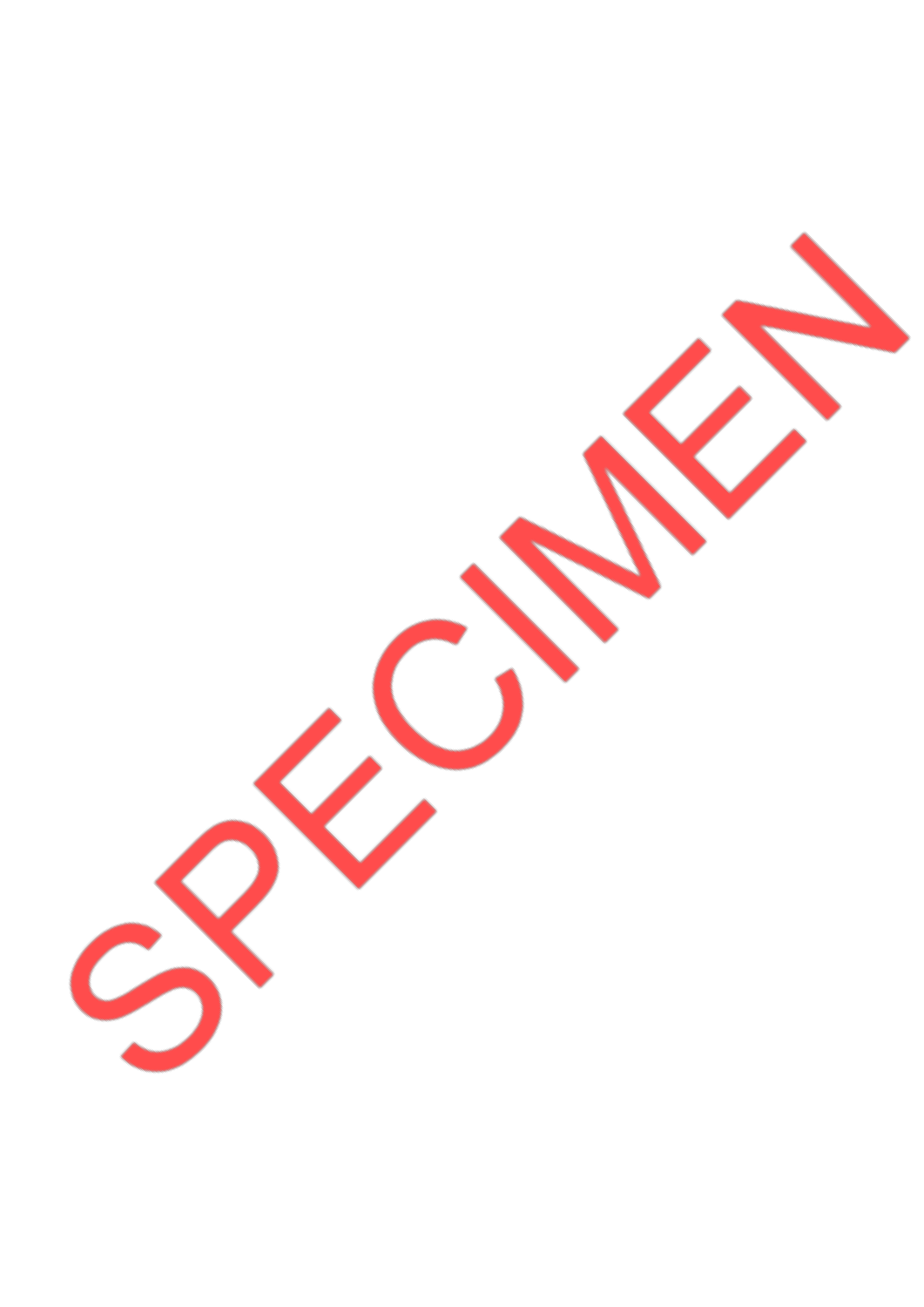SPECIMEN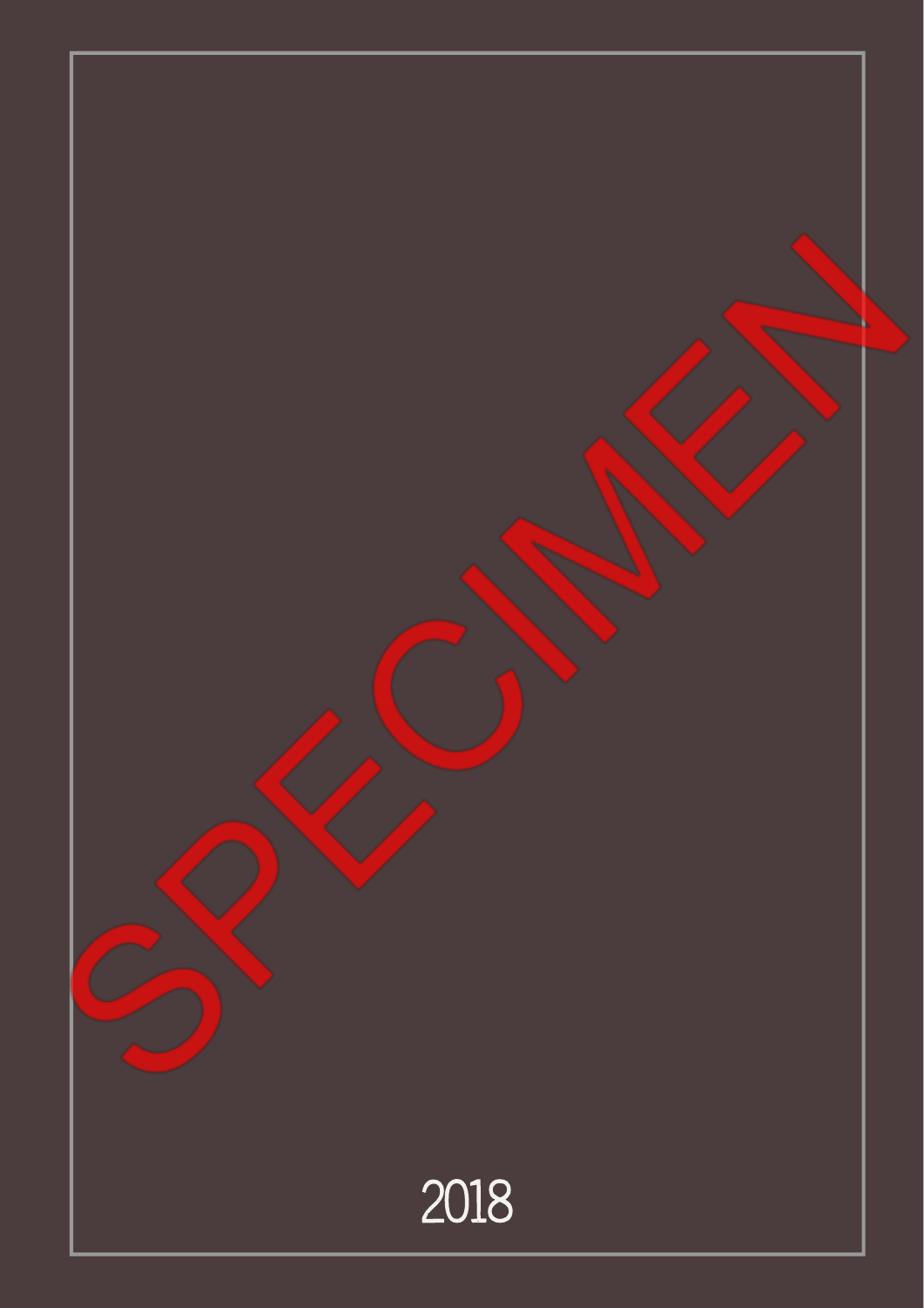SPECIMEN

2018